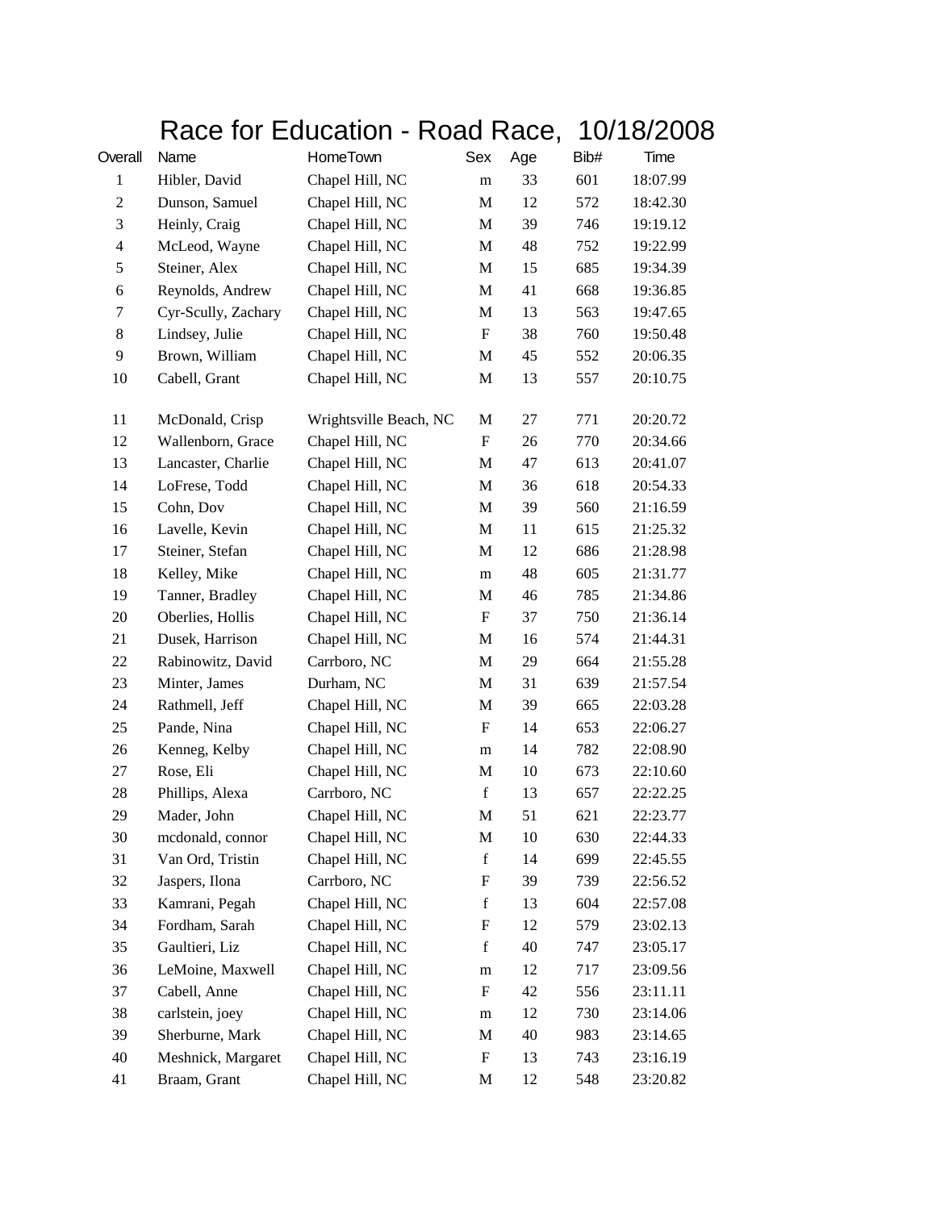# Race for Education - Road Race, 10/18/2008

| Overall | Name | HomeTown | Sex | Age | Bib# | Time |
|---|---|---|---|---|---|---|
| 1 | Hibler, David | Chapel Hill, NC | m | 33 | 601 | 18:07.99 |
| 2 | Dunson, Samuel | Chapel Hill, NC | M | 12 | 572 | 18:42.30 |
| 3 | Heinly, Craig | Chapel Hill, NC | M | 39 | 746 | 19:19.12 |
| 4 | McLeod, Wayne | Chapel Hill, NC | M | 48 | 752 | 19:22.99 |
| 5 | Steiner, Alex | Chapel Hill, NC | M | 15 | 685 | 19:34.39 |
| 6 | Reynolds, Andrew | Chapel Hill, NC | M | 41 | 668 | 19:36.85 |
| 7 | Cyr-Scully, Zachary | Chapel Hill, NC | M | 13 | 563 | 19:47.65 |
| 8 | Lindsey, Julie | Chapel Hill, NC | F | 38 | 760 | 19:50.48 |
| 9 | Brown, William | Chapel Hill, NC | M | 45 | 552 | 20:06.35 |
| 10 | Cabell, Grant | Chapel Hill, NC | M | 13 | 557 | 20:10.75 |
| 11 | McDonald, Crisp | Wrightsville Beach, NC | M | 27 | 771 | 20:20.72 |
| 12 | Wallenborn, Grace | Chapel Hill, NC | F | 26 | 770 | 20:34.66 |
| 13 | Lancaster, Charlie | Chapel Hill, NC | M | 47 | 613 | 20:41.07 |
| 14 | LoFrese, Todd | Chapel Hill, NC | M | 36 | 618 | 20:54.33 |
| 15 | Cohn, Dov | Chapel Hill, NC | M | 39 | 560 | 21:16.59 |
| 16 | Lavelle, Kevin | Chapel Hill, NC | M | 11 | 615 | 21:25.32 |
| 17 | Steiner, Stefan | Chapel Hill, NC | M | 12 | 686 | 21:28.98 |
| 18 | Kelley, Mike | Chapel Hill, NC | m | 48 | 605 | 21:31.77 |
| 19 | Tanner, Bradley | Chapel Hill, NC | M | 46 | 785 | 21:34.86 |
| 20 | Oberlies, Hollis | Chapel Hill, NC | F | 37 | 750 | 21:36.14 |
| 21 | Dusek, Harrison | Chapel Hill, NC | M | 16 | 574 | 21:44.31 |
| 22 | Rabinowitz, David | Carrboro, NC | M | 29 | 664 | 21:55.28 |
| 23 | Minter, James | Durham, NC | M | 31 | 639 | 21:57.54 |
| 24 | Rathmell, Jeff | Chapel Hill, NC | M | 39 | 665 | 22:03.28 |
| 25 | Pande, Nina | Chapel Hill, NC | F | 14 | 653 | 22:06.27 |
| 26 | Kenneg, Kelby | Chapel Hill, NC | m | 14 | 782 | 22:08.90 |
| 27 | Rose, Eli | Chapel Hill, NC | M | 10 | 673 | 22:10.60 |
| 28 | Phillips, Alexa | Carrboro, NC | f | 13 | 657 | 22:22.25 |
| 29 | Mader, John | Chapel Hill, NC | M | 51 | 621 | 22:23.77 |
| 30 | mcdonald, connor | Chapel Hill, NC | M | 10 | 630 | 22:44.33 |
| 31 | Van Ord, Tristin | Chapel Hill, NC | f | 14 | 699 | 22:45.55 |
| 32 | Jaspers, Ilona | Carrboro, NC | F | 39 | 739 | 22:56.52 |
| 33 | Kamrani, Pegah | Chapel Hill, NC | f | 13 | 604 | 22:57.08 |
| 34 | Fordham, Sarah | Chapel Hill, NC | F | 12 | 579 | 23:02.13 |
| 35 | Gaultieri, Liz | Chapel Hill, NC | f | 40 | 747 | 23:05.17 |
| 36 | LeMoine, Maxwell | Chapel Hill, NC | m | 12 | 717 | 23:09.56 |
| 37 | Cabell, Anne | Chapel Hill, NC | F | 42 | 556 | 23:11.11 |
| 38 | carlstein, joey | Chapel Hill, NC | m | 12 | 730 | 23:14.06 |
| 39 | Sherburne, Mark | Chapel Hill, NC | M | 40 | 983 | 23:14.65 |
| 40 | Meshnick, Margaret | Chapel Hill, NC | F | 13 | 743 | 23:16.19 |
| 41 | Braam, Grant | Chapel Hill, NC | M | 12 | 548 | 23:20.82 |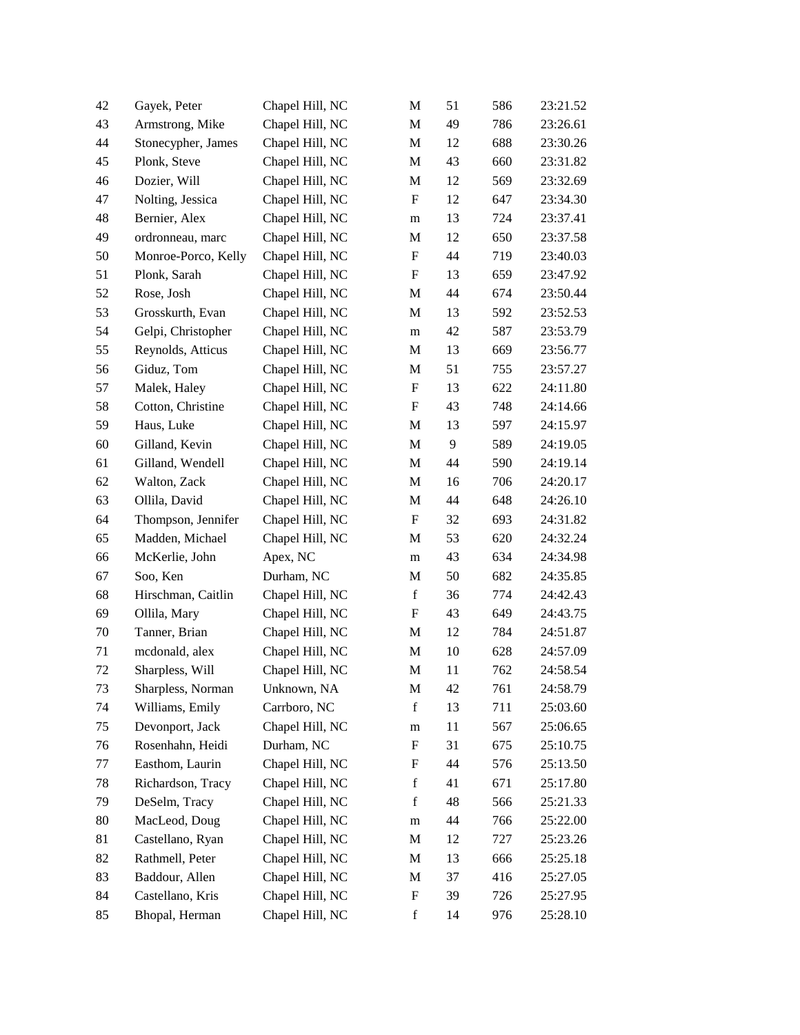| | | | | | | |
|---|---|---|---|---|---|---|
| 42 | Gayek, Peter | Chapel Hill, NC | M | 51 | 586 | 23:21.52 |
| 43 | Armstrong, Mike | Chapel Hill, NC | M | 49 | 786 | 23:26.61 |
| 44 | Stonecypher, James | Chapel Hill, NC | M | 12 | 688 | 23:30.26 |
| 45 | Plonk, Steve | Chapel Hill, NC | M | 43 | 660 | 23:31.82 |
| 46 | Dozier, Will | Chapel Hill, NC | M | 12 | 569 | 23:32.69 |
| 47 | Nolting, Jessica | Chapel Hill, NC | F | 12 | 647 | 23:34.30 |
| 48 | Bernier, Alex | Chapel Hill, NC | m | 13 | 724 | 23:37.41 |
| 49 | ordronneau, marc | Chapel Hill, NC | M | 12 | 650 | 23:37.58 |
| 50 | Monroe-Porco, Kelly | Chapel Hill, NC | F | 44 | 719 | 23:40.03 |
| 51 | Plonk, Sarah | Chapel Hill, NC | F | 13 | 659 | 23:47.92 |
| 52 | Rose, Josh | Chapel Hill, NC | M | 44 | 674 | 23:50.44 |
| 53 | Grosskurth, Evan | Chapel Hill, NC | M | 13 | 592 | 23:52.53 |
| 54 | Gelpi, Christopher | Chapel Hill, NC | m | 42 | 587 | 23:53.79 |
| 55 | Reynolds, Atticus | Chapel Hill, NC | M | 13 | 669 | 23:56.77 |
| 56 | Giduz, Tom | Chapel Hill, NC | M | 51 | 755 | 23:57.27 |
| 57 | Malek, Haley | Chapel Hill, NC | F | 13 | 622 | 24:11.80 |
| 58 | Cotton, Christine | Chapel Hill, NC | F | 43 | 748 | 24:14.66 |
| 59 | Haus, Luke | Chapel Hill, NC | M | 13 | 597 | 24:15.97 |
| 60 | Gilland, Kevin | Chapel Hill, NC | M | 9 | 589 | 24:19.05 |
| 61 | Gilland, Wendell | Chapel Hill, NC | M | 44 | 590 | 24:19.14 |
| 62 | Walton, Zack | Chapel Hill, NC | M | 16 | 706 | 24:20.17 |
| 63 | Ollila, David | Chapel Hill, NC | M | 44 | 648 | 24:26.10 |
| 64 | Thompson, Jennifer | Chapel Hill, NC | F | 32 | 693 | 24:31.82 |
| 65 | Madden, Michael | Chapel Hill, NC | M | 53 | 620 | 24:32.24 |
| 66 | McKerlie, John | Apex, NC | m | 43 | 634 | 24:34.98 |
| 67 | Soo, Ken | Durham, NC | M | 50 | 682 | 24:35.85 |
| 68 | Hirschman, Caitlin | Chapel Hill, NC | f | 36 | 774 | 24:42.43 |
| 69 | Ollila, Mary | Chapel Hill, NC | F | 43 | 649 | 24:43.75 |
| 70 | Tanner, Brian | Chapel Hill, NC | M | 12 | 784 | 24:51.87 |
| 71 | mcdonald, alex | Chapel Hill, NC | M | 10 | 628 | 24:57.09 |
| 72 | Sharpless, Will | Chapel Hill, NC | M | 11 | 762 | 24:58.54 |
| 73 | Sharpless, Norman | Unknown, NA | M | 42 | 761 | 24:58.79 |
| 74 | Williams, Emily | Carrboro, NC | f | 13 | 711 | 25:03.60 |
| 75 | Devonport, Jack | Chapel Hill, NC | m | 11 | 567 | 25:06.65 |
| 76 | Rosenhahn, Heidi | Durham, NC | F | 31 | 675 | 25:10.75 |
| 77 | Easthom, Laurin | Chapel Hill, NC | F | 44 | 576 | 25:13.50 |
| 78 | Richardson, Tracy | Chapel Hill, NC | f | 41 | 671 | 25:17.80 |
| 79 | DeSelm, Tracy | Chapel Hill, NC | f | 48 | 566 | 25:21.33 |
| 80 | MacLeod, Doug | Chapel Hill, NC | m | 44 | 766 | 25:22.00 |
| 81 | Castellano, Ryan | Chapel Hill, NC | M | 12 | 727 | 25:23.26 |
| 82 | Rathmell, Peter | Chapel Hill, NC | M | 13 | 666 | 25:25.18 |
| 83 | Baddour, Allen | Chapel Hill, NC | M | 37 | 416 | 25:27.05 |
| 84 | Castellano, Kris | Chapel Hill, NC | F | 39 | 726 | 25:27.95 |
| 85 | Bhopal, Herman | Chapel Hill, NC | f | 14 | 976 | 25:28.10 |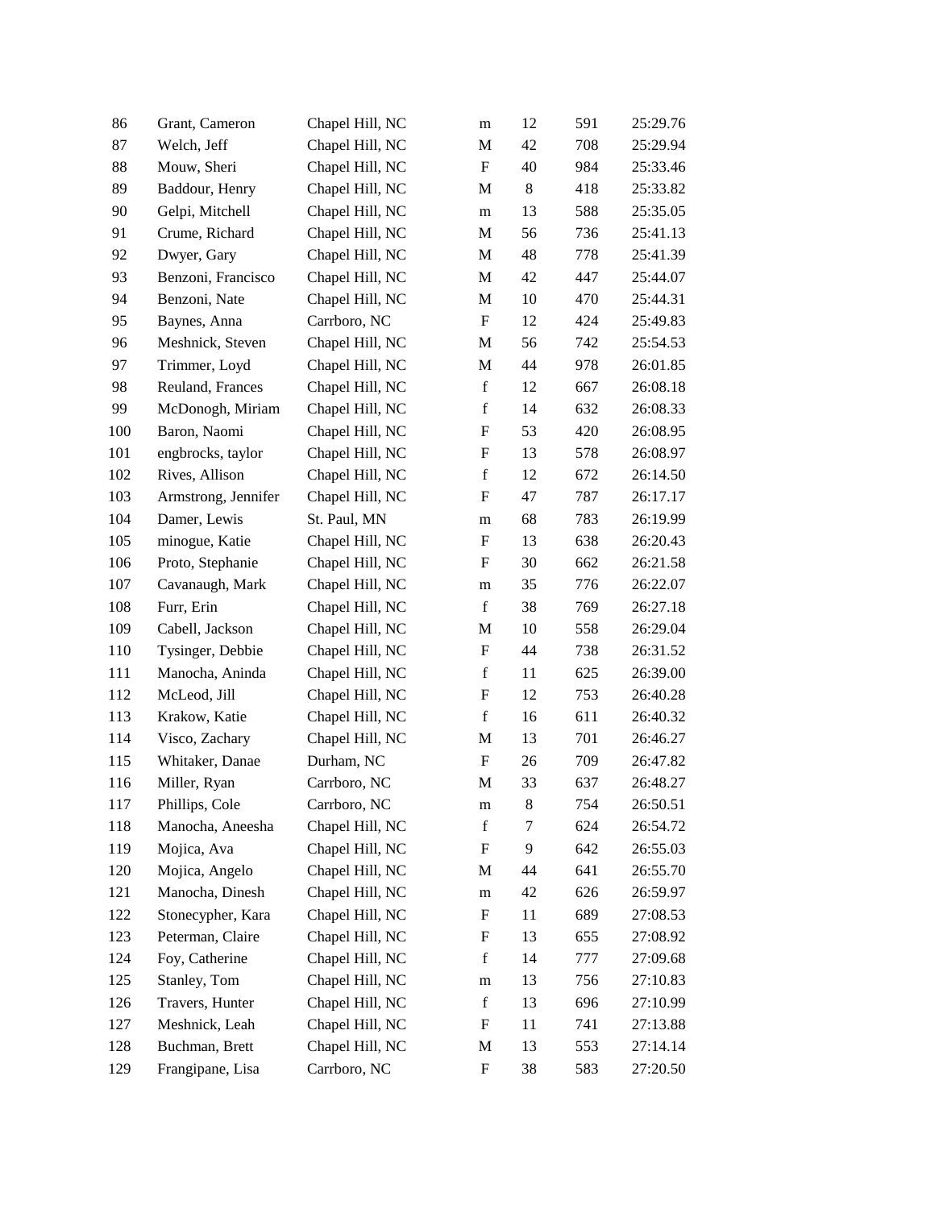| | | | | | | |
|---|---|---|---|---|---|---|
| 86 | Grant, Cameron | Chapel Hill, NC | m | 12 | 591 | 25:29.76 |
| 87 | Welch, Jeff | Chapel Hill, NC | M | 42 | 708 | 25:29.94 |
| 88 | Mouw, Sheri | Chapel Hill, NC | F | 40 | 984 | 25:33.46 |
| 89 | Baddour, Henry | Chapel Hill, NC | M | 8 | 418 | 25:33.82 |
| 90 | Gelpi, Mitchell | Chapel Hill, NC | m | 13 | 588 | 25:35.05 |
| 91 | Crume, Richard | Chapel Hill, NC | M | 56 | 736 | 25:41.13 |
| 92 | Dwyer, Gary | Chapel Hill, NC | M | 48 | 778 | 25:41.39 |
| 93 | Benzoni, Francisco | Chapel Hill, NC | M | 42 | 447 | 25:44.07 |
| 94 | Benzoni, Nate | Chapel Hill, NC | M | 10 | 470 | 25:44.31 |
| 95 | Baynes, Anna | Carrboro, NC | F | 12 | 424 | 25:49.83 |
| 96 | Meshnick, Steven | Chapel Hill, NC | M | 56 | 742 | 25:54.53 |
| 97 | Trimmer, Loyd | Chapel Hill, NC | M | 44 | 978 | 26:01.85 |
| 98 | Reuland, Frances | Chapel Hill, NC | f | 12 | 667 | 26:08.18 |
| 99 | McDonogh, Miriam | Chapel Hill, NC | f | 14 | 632 | 26:08.33 |
| 100 | Baron, Naomi | Chapel Hill, NC | F | 53 | 420 | 26:08.95 |
| 101 | engbrocks, taylor | Chapel Hill, NC | F | 13 | 578 | 26:08.97 |
| 102 | Rives, Allison | Chapel Hill, NC | f | 12 | 672 | 26:14.50 |
| 103 | Armstrong, Jennifer | Chapel Hill, NC | F | 47 | 787 | 26:17.17 |
| 104 | Damer, Lewis | St. Paul, MN | m | 68 | 783 | 26:19.99 |
| 105 | minogue, Katie | Chapel Hill, NC | F | 13 | 638 | 26:20.43 |
| 106 | Proto, Stephanie | Chapel Hill, NC | F | 30 | 662 | 26:21.58 |
| 107 | Cavanaugh, Mark | Chapel Hill, NC | m | 35 | 776 | 26:22.07 |
| 108 | Furr, Erin | Chapel Hill, NC | f | 38 | 769 | 26:27.18 |
| 109 | Cabell, Jackson | Chapel Hill, NC | M | 10 | 558 | 26:29.04 |
| 110 | Tysinger, Debbie | Chapel Hill, NC | F | 44 | 738 | 26:31.52 |
| 111 | Manocha, Aninda | Chapel Hill, NC | f | 11 | 625 | 26:39.00 |
| 112 | McLeod, Jill | Chapel Hill, NC | F | 12 | 753 | 26:40.28 |
| 113 | Krakow, Katie | Chapel Hill, NC | f | 16 | 611 | 26:40.32 |
| 114 | Visco, Zachary | Chapel Hill, NC | M | 13 | 701 | 26:46.27 |
| 115 | Whitaker, Danae | Durham, NC | F | 26 | 709 | 26:47.82 |
| 116 | Miller, Ryan | Carrboro, NC | M | 33 | 637 | 26:48.27 |
| 117 | Phillips, Cole | Carrboro, NC | m | 8 | 754 | 26:50.51 |
| 118 | Manocha, Aneesha | Chapel Hill, NC | f | 7 | 624 | 26:54.72 |
| 119 | Mojica, Ava | Chapel Hill, NC | F | 9 | 642 | 26:55.03 |
| 120 | Mojica, Angelo | Chapel Hill, NC | M | 44 | 641 | 26:55.70 |
| 121 | Manocha, Dinesh | Chapel Hill, NC | m | 42 | 626 | 26:59.97 |
| 122 | Stonecypher, Kara | Chapel Hill, NC | F | 11 | 689 | 27:08.53 |
| 123 | Peterman, Claire | Chapel Hill, NC | F | 13 | 655 | 27:08.92 |
| 124 | Foy, Catherine | Chapel Hill, NC | f | 14 | 777 | 27:09.68 |
| 125 | Stanley, Tom | Chapel Hill, NC | m | 13 | 756 | 27:10.83 |
| 126 | Travers, Hunter | Chapel Hill, NC | f | 13 | 696 | 27:10.99 |
| 127 | Meshnick, Leah | Chapel Hill, NC | F | 11 | 741 | 27:13.88 |
| 128 | Buchman, Brett | Chapel Hill, NC | M | 13 | 553 | 27:14.14 |
| 129 | Frangipane, Lisa | Carrboro, NC | F | 38 | 583 | 27:20.50 |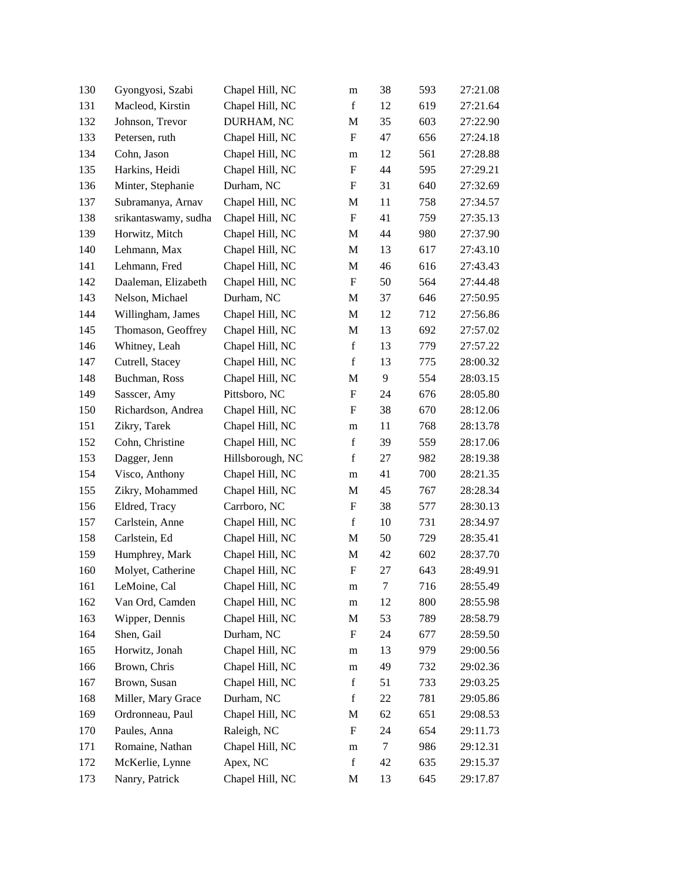| | | | | | | |
|---|---|---|---|---|---|---|
| 130 | Gyongyosi, Szabi | Chapel Hill, NC | m | 38 | 593 | 27:21.08 |
| 131 | Macleod, Kirstin | Chapel Hill, NC | f | 12 | 619 | 27:21.64 |
| 132 | Johnson, Trevor | DURHAM, NC | M | 35 | 603 | 27:22.90 |
| 133 | Petersen, ruth | Chapel Hill, NC | F | 47 | 656 | 27:24.18 |
| 134 | Cohn, Jason | Chapel Hill, NC | m | 12 | 561 | 27:28.88 |
| 135 | Harkins, Heidi | Chapel Hill, NC | F | 44 | 595 | 27:29.21 |
| 136 | Minter, Stephanie | Durham, NC | F | 31 | 640 | 27:32.69 |
| 137 | Subramanya, Arnav | Chapel Hill, NC | M | 11 | 758 | 27:34.57 |
| 138 | srikantaswamy, sudha | Chapel Hill, NC | F | 41 | 759 | 27:35.13 |
| 139 | Horwitz, Mitch | Chapel Hill, NC | M | 44 | 980 | 27:37.90 |
| 140 | Lehmann, Max | Chapel Hill, NC | M | 13 | 617 | 27:43.10 |
| 141 | Lehmann, Fred | Chapel Hill, NC | M | 46 | 616 | 27:43.43 |
| 142 | Daaleman, Elizabeth | Chapel Hill, NC | F | 50 | 564 | 27:44.48 |
| 143 | Nelson, Michael | Durham, NC | M | 37 | 646 | 27:50.95 |
| 144 | Willingham, James | Chapel Hill, NC | M | 12 | 712 | 27:56.86 |
| 145 | Thomason, Geoffrey | Chapel Hill, NC | M | 13 | 692 | 27:57.02 |
| 146 | Whitney, Leah | Chapel Hill, NC | f | 13 | 779 | 27:57.22 |
| 147 | Cutrell, Stacey | Chapel Hill, NC | f | 13 | 775 | 28:00.32 |
| 148 | Buchman, Ross | Chapel Hill, NC | M | 9 | 554 | 28:03.15 |
| 149 | Sasscer, Amy | Pittsboro, NC | F | 24 | 676 | 28:05.80 |
| 150 | Richardson, Andrea | Chapel Hill, NC | F | 38 | 670 | 28:12.06 |
| 151 | Zikry, Tarek | Chapel Hill, NC | m | 11 | 768 | 28:13.78 |
| 152 | Cohn, Christine | Chapel Hill, NC | f | 39 | 559 | 28:17.06 |
| 153 | Dagger, Jenn | Hillsborough, NC | f | 27 | 982 | 28:19.38 |
| 154 | Visco, Anthony | Chapel Hill, NC | m | 41 | 700 | 28:21.35 |
| 155 | Zikry, Mohammed | Chapel Hill, NC | M | 45 | 767 | 28:28.34 |
| 156 | Eldred, Tracy | Carrboro, NC | F | 38 | 577 | 28:30.13 |
| 157 | Carlstein, Anne | Chapel Hill, NC | f | 10 | 731 | 28:34.97 |
| 158 | Carlstein, Ed | Chapel Hill, NC | M | 50 | 729 | 28:35.41 |
| 159 | Humphrey, Mark | Chapel Hill, NC | M | 42 | 602 | 28:37.70 |
| 160 | Molyet, Catherine | Chapel Hill, NC | F | 27 | 643 | 28:49.91 |
| 161 | LeMoine, Cal | Chapel Hill, NC | m | 7 | 716 | 28:55.49 |
| 162 | Van Ord, Camden | Chapel Hill, NC | m | 12 | 800 | 28:55.98 |
| 163 | Wipper, Dennis | Chapel Hill, NC | M | 53 | 789 | 28:58.79 |
| 164 | Shen, Gail | Durham, NC | F | 24 | 677 | 28:59.50 |
| 165 | Horwitz, Jonah | Chapel Hill, NC | m | 13 | 979 | 29:00.56 |
| 166 | Brown, Chris | Chapel Hill, NC | m | 49 | 732 | 29:02.36 |
| 167 | Brown, Susan | Chapel Hill, NC | f | 51 | 733 | 29:03.25 |
| 168 | Miller, Mary Grace | Durham, NC | f | 22 | 781 | 29:05.86 |
| 169 | Ordronneau, Paul | Chapel Hill, NC | M | 62 | 651 | 29:08.53 |
| 170 | Paules, Anna | Raleigh, NC | F | 24 | 654 | 29:11.73 |
| 171 | Romaine, Nathan | Chapel Hill, NC | m | 7 | 986 | 29:12.31 |
| 172 | McKerlie, Lynne | Apex, NC | f | 42 | 635 | 29:15.37 |
| 173 | Nanry, Patrick | Chapel Hill, NC | M | 13 | 645 | 29:17.87 |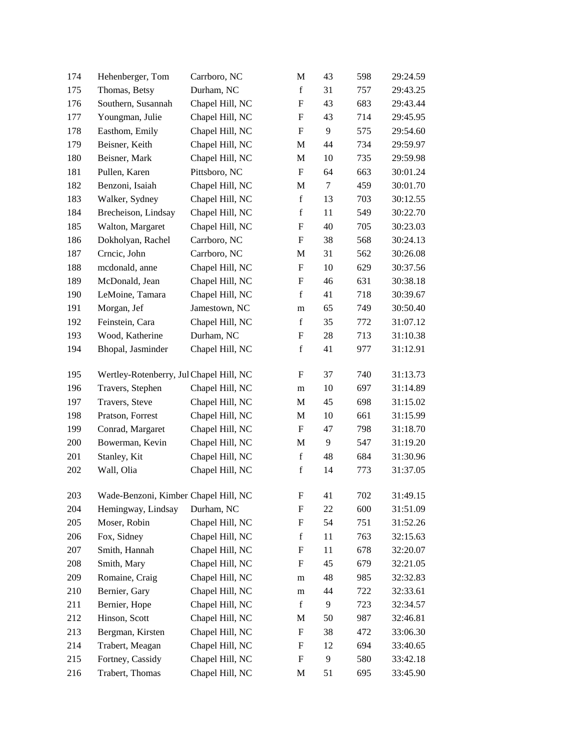| | | | | | | |
|---|---|---|---|---|---|---|
| 174 | Hehenberger, Tom | Carrboro, NC | M | 43 | 598 | 29:24.59 |
| 175 | Thomas, Betsy | Durham, NC | f | 31 | 757 | 29:43.25 |
| 176 | Southern, Susannah | Chapel Hill, NC | F | 43 | 683 | 29:43.44 |
| 177 | Youngman, Julie | Chapel Hill, NC | F | 43 | 714 | 29:45.95 |
| 178 | Easthom, Emily | Chapel Hill, NC | F | 9 | 575 | 29:54.60 |
| 179 | Beisner, Keith | Chapel Hill, NC | M | 44 | 734 | 29:59.97 |
| 180 | Beisner, Mark | Chapel Hill, NC | M | 10 | 735 | 29:59.98 |
| 181 | Pullen, Karen | Pittsboro, NC | F | 64 | 663 | 30:01.24 |
| 182 | Benzoni, Isaiah | Chapel Hill, NC | M | 7 | 459 | 30:01.70 |
| 183 | Walker, Sydney | Chapel Hill, NC | f | 13 | 703 | 30:12.55 |
| 184 | Brecheison, Lindsay | Chapel Hill, NC | f | 11 | 549 | 30:22.70 |
| 185 | Walton, Margaret | Chapel Hill, NC | F | 40 | 705 | 30:23.03 |
| 186 | Dokholyan, Rachel | Carrboro, NC | F | 38 | 568 | 30:24.13 |
| 187 | Crncic, John | Carrboro, NC | M | 31 | 562 | 30:26.08 |
| 188 | mcdonald, anne | Chapel Hill, NC | F | 10 | 629 | 30:37.56 |
| 189 | McDonald, Jean | Chapel Hill, NC | F | 46 | 631 | 30:38.18 |
| 190 | LeMoine, Tamara | Chapel Hill, NC | f | 41 | 718 | 30:39.67 |
| 191 | Morgan, Jef | Jamestown, NC | m | 65 | 749 | 30:50.40 |
| 192 | Feinstein, Cara | Chapel Hill, NC | f | 35 | 772 | 31:07.12 |
| 193 | Wood, Katherine | Durham, NC | F | 28 | 713 | 31:10.38 |
| 194 | Bhopal, Jasminder | Chapel Hill, NC | f | 41 | 977 | 31:12.91 |
| 195 | Wertley-Rotenberry, Jul | Chapel Hill, NC | F | 37 | 740 | 31:13.73 |
| 196 | Travers, Stephen | Chapel Hill, NC | m | 10 | 697 | 31:14.89 |
| 197 | Travers, Steve | Chapel Hill, NC | M | 45 | 698 | 31:15.02 |
| 198 | Pratson, Forrest | Chapel Hill, NC | M | 10 | 661 | 31:15.99 |
| 199 | Conrad, Margaret | Chapel Hill, NC | F | 47 | 798 | 31:18.70 |
| 200 | Bowerman, Kevin | Chapel Hill, NC | M | 9 | 547 | 31:19.20 |
| 201 | Stanley, Kit | Chapel Hill, NC | f | 48 | 684 | 31:30.96 |
| 202 | Wall, Olia | Chapel Hill, NC | f | 14 | 773 | 31:37.05 |
| 203 | Wade-Benzoni, Kimber | Chapel Hill, NC | F | 41 | 702 | 31:49.15 |
| 204 | Hemingway, Lindsay | Durham, NC | F | 22 | 600 | 31:51.09 |
| 205 | Moser, Robin | Chapel Hill, NC | F | 54 | 751 | 31:52.26 |
| 206 | Fox, Sidney | Chapel Hill, NC | f | 11 | 763 | 32:15.63 |
| 207 | Smith, Hannah | Chapel Hill, NC | F | 11 | 678 | 32:20.07 |
| 208 | Smith, Mary | Chapel Hill, NC | F | 45 | 679 | 32:21.05 |
| 209 | Romaine, Craig | Chapel Hill, NC | m | 48 | 985 | 32:32.83 |
| 210 | Bernier, Gary | Chapel Hill, NC | m | 44 | 722 | 32:33.61 |
| 211 | Bernier, Hope | Chapel Hill, NC | f | 9 | 723 | 32:34.57 |
| 212 | Hinson, Scott | Chapel Hill, NC | M | 50 | 987 | 32:46.81 |
| 213 | Bergman, Kirsten | Chapel Hill, NC | F | 38 | 472 | 33:06.30 |
| 214 | Trabert, Meagan | Chapel Hill, NC | F | 12 | 694 | 33:40.65 |
| 215 | Fortney, Cassidy | Chapel Hill, NC | F | 9 | 580 | 33:42.18 |
| 216 | Trabert, Thomas | Chapel Hill, NC | M | 51 | 695 | 33:45.90 |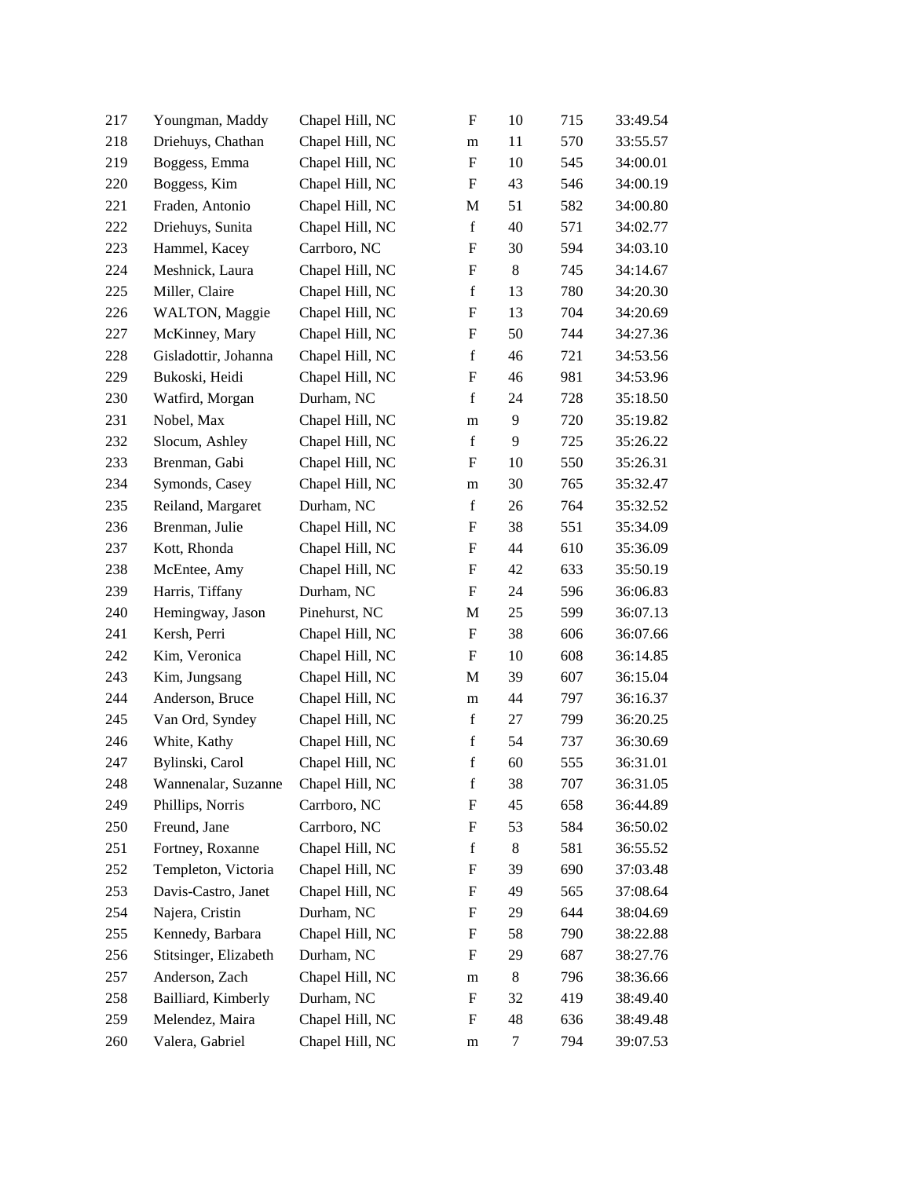| | | | | | | |
|---|---|---|---|---|---|---|
| 217 | Youngman, Maddy | Chapel Hill, NC | F | 10 | 715 | 33:49.54 |
| 218 | Driehuys, Chathan | Chapel Hill, NC | m | 11 | 570 | 33:55.57 |
| 219 | Boggess, Emma | Chapel Hill, NC | F | 10 | 545 | 34:00.01 |
| 220 | Boggess, Kim | Chapel Hill, NC | F | 43 | 546 | 34:00.19 |
| 221 | Fraden, Antonio | Chapel Hill, NC | M | 51 | 582 | 34:00.80 |
| 222 | Driehuys, Sunita | Chapel Hill, NC | f | 40 | 571 | 34:02.77 |
| 223 | Hammel, Kacey | Carrboro, NC | F | 30 | 594 | 34:03.10 |
| 224 | Meshnick, Laura | Chapel Hill, NC | F | 8 | 745 | 34:14.67 |
| 225 | Miller, Claire | Chapel Hill, NC | f | 13 | 780 | 34:20.30 |
| 226 | WALTON, Maggie | Chapel Hill, NC | F | 13 | 704 | 34:20.69 |
| 227 | McKinney, Mary | Chapel Hill, NC | F | 50 | 744 | 34:27.36 |
| 228 | Gisladottir, Johanna | Chapel Hill, NC | f | 46 | 721 | 34:53.56 |
| 229 | Bukoski, Heidi | Chapel Hill, NC | F | 46 | 981 | 34:53.96 |
| 230 | Watfird, Morgan | Durham, NC | f | 24 | 728 | 35:18.50 |
| 231 | Nobel, Max | Chapel Hill, NC | m | 9 | 720 | 35:19.82 |
| 232 | Slocum, Ashley | Chapel Hill, NC | f | 9 | 725 | 35:26.22 |
| 233 | Brenman, Gabi | Chapel Hill, NC | F | 10 | 550 | 35:26.31 |
| 234 | Symonds, Casey | Chapel Hill, NC | m | 30 | 765 | 35:32.47 |
| 235 | Reiland, Margaret | Durham, NC | f | 26 | 764 | 35:32.52 |
| 236 | Brenman, Julie | Chapel Hill, NC | F | 38 | 551 | 35:34.09 |
| 237 | Kott, Rhonda | Chapel Hill, NC | F | 44 | 610 | 35:36.09 |
| 238 | McEntee, Amy | Chapel Hill, NC | F | 42 | 633 | 35:50.19 |
| 239 | Harris, Tiffany | Durham, NC | F | 24 | 596 | 36:06.83 |
| 240 | Hemingway, Jason | Pinehurst, NC | M | 25 | 599 | 36:07.13 |
| 241 | Kersh, Perri | Chapel Hill, NC | F | 38 | 606 | 36:07.66 |
| 242 | Kim, Veronica | Chapel Hill, NC | F | 10 | 608 | 36:14.85 |
| 243 | Kim, Jungsang | Chapel Hill, NC | M | 39 | 607 | 36:15.04 |
| 244 | Anderson, Bruce | Chapel Hill, NC | m | 44 | 797 | 36:16.37 |
| 245 | Van Ord, Syndey | Chapel Hill, NC | f | 27 | 799 | 36:20.25 |
| 246 | White, Kathy | Chapel Hill, NC | f | 54 | 737 | 36:30.69 |
| 247 | Bylinski, Carol | Chapel Hill, NC | f | 60 | 555 | 36:31.01 |
| 248 | Wannenalar, Suzanne | Chapel Hill, NC | f | 38 | 707 | 36:31.05 |
| 249 | Phillips, Norris | Carrboro, NC | F | 45 | 658 | 36:44.89 |
| 250 | Freund, Jane | Carrboro, NC | F | 53 | 584 | 36:50.02 |
| 251 | Fortney, Roxanne | Chapel Hill, NC | f | 8 | 581 | 36:55.52 |
| 252 | Templeton, Victoria | Chapel Hill, NC | F | 39 | 690 | 37:03.48 |
| 253 | Davis-Castro, Janet | Chapel Hill, NC | F | 49 | 565 | 37:08.64 |
| 254 | Najera, Cristin | Durham, NC | F | 29 | 644 | 38:04.69 |
| 255 | Kennedy, Barbara | Chapel Hill, NC | F | 58 | 790 | 38:22.88 |
| 256 | Stitsinger, Elizabeth | Durham, NC | F | 29 | 687 | 38:27.76 |
| 257 | Anderson, Zach | Chapel Hill, NC | m | 8 | 796 | 38:36.66 |
| 258 | Bailliard, Kimberly | Durham, NC | F | 32 | 419 | 38:49.40 |
| 259 | Melendez, Maira | Chapel Hill, NC | F | 48 | 636 | 38:49.48 |
| 260 | Valera, Gabriel | Chapel Hill, NC | m | 7 | 794 | 39:07.53 |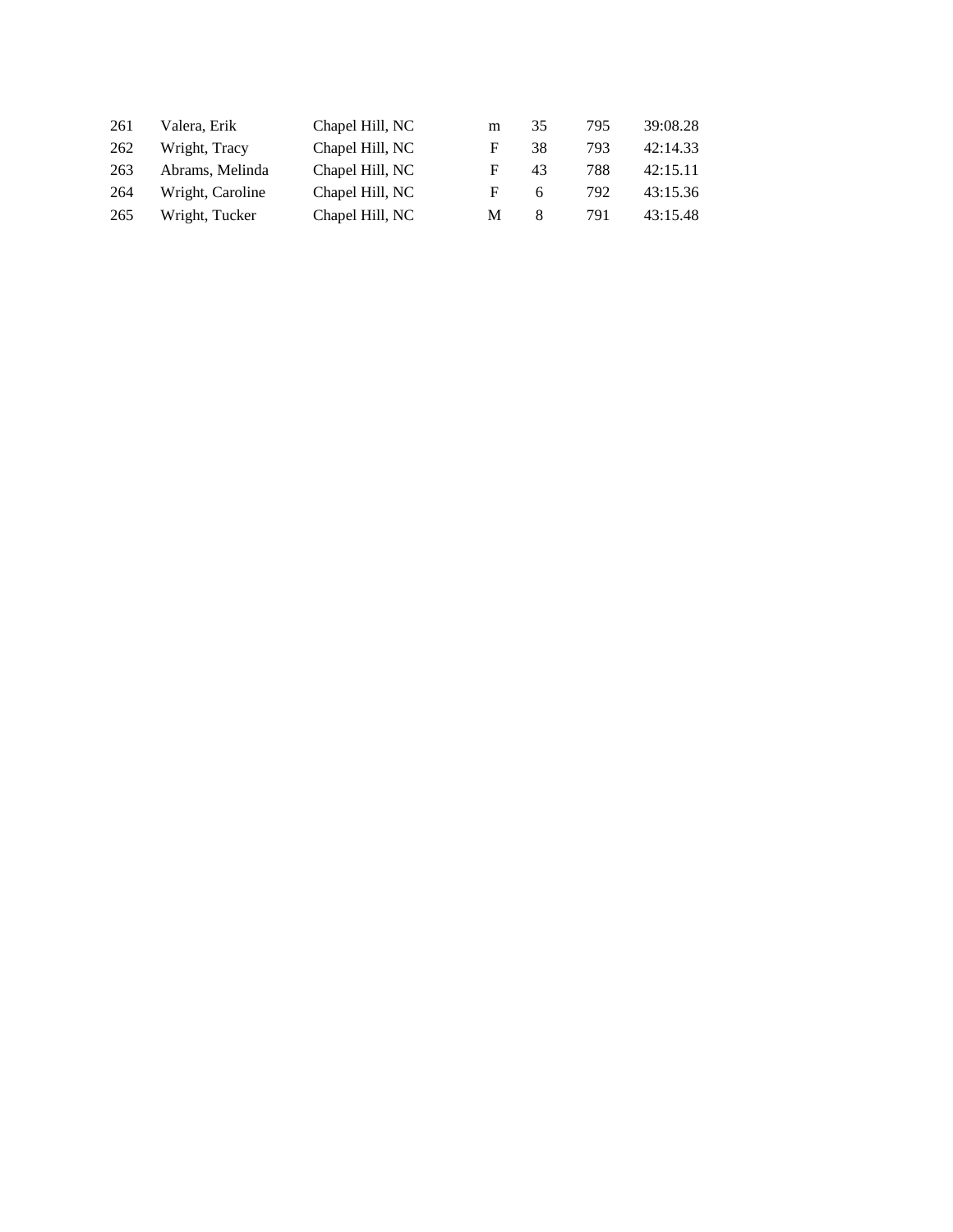| | | | | | | |
|---|---|---|---|---|---|---|
| 261 | Valera, Erik | Chapel Hill, NC | m | 35 | 795 | 39:08.28 |
| 262 | Wright, Tracy | Chapel Hill, NC | F | 38 | 793 | 42:14.33 |
| 263 | Abrams, Melinda | Chapel Hill, NC | F | 43 | 788 | 42:15.11 |
| 264 | Wright, Caroline | Chapel Hill, NC | F | 6 | 792 | 43:15.36 |
| 265 | Wright, Tucker | Chapel Hill, NC | M | 8 | 791 | 43:15.48 |